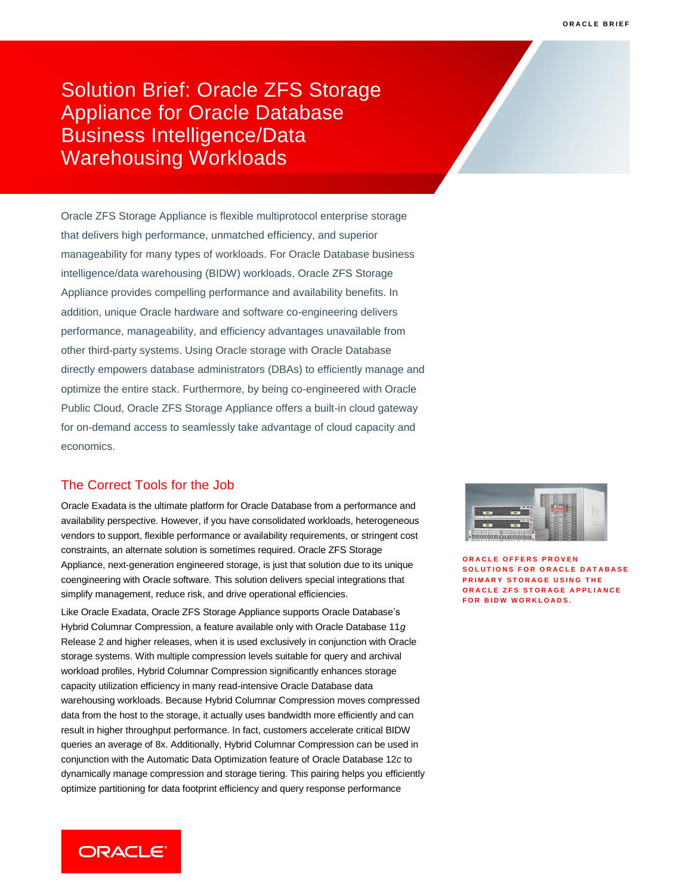# Solution Brief: Oracle ZFS Storage Appliance for Oracle Database Business Intelligence/Data Warehousing Workloads

Oracle ZFS Storage Appliance is flexible multiprotocol enterprise storage that delivers high performance, unmatched efficiency, and superior manageability for many types of workloads. For Oracle Database business intelligence/data warehousing (BIDW) workloads, Oracle ZFS Storage Appliance provides compelling performance and availability benefits. In addition, unique Oracle hardware and software co-engineering delivers performance, manageability, and efficiency advantages unavailable from other third-party systems. Using Oracle storage with Oracle Database directly empowers database administrators (DBAs) to efficiently manage and optimize the entire stack. Furthermore, by being co-engineered with Oracle Public Cloud, Oracle ZFS Storage Appliance offers a built-in cloud gateway for on-demand access to seamlessly take advantage of cloud capacity and economics.

## The Correct Tools for the Job

Oracle Exadata is the ultimate platform for Oracle Database from a performance and availability perspective. However, if you have consolidated workloads, heterogeneous vendors to support, flexible performance or availability requirements, or stringent cost constraints, an alternate solution is sometimes required. Oracle ZFS Storage Appliance, next-generation engineered storage, is just that solution due to its unique coengineering with Oracle software. This solution delivers special integrations that simplify management, reduce risk, and drive operational efficiencies.

Like Oracle Exadata, Oracle ZFS Storage Appliance supports Oracle Database's Hybrid Columnar Compression, a feature available only with Oracle Database 11*g* Release 2 and higher releases, when it is used exclusively in conjunction with Oracle storage systems. With multiple compression levels suitable for query and archival workload profiles, Hybrid Columnar Compression significantly enhances storage capacity utilization efficiency in many read-intensive Oracle Database data warehousing workloads. Because Hybrid Columnar Compression moves compressed data from the host to the storage, it actually uses bandwidth more efficiently and can result in higher throughput performance. In fact, customers accelerate critical BIDW queries an average of 8x. Additionally, Hybrid Columnar Compression can be used in conjunction with the Automatic Data Optimization feature of Oracle Database 12*c* to dynamically manage compression and storage tiering. This pairing helps you efficiently optimize partitioning for data footprint efficiency and query response performance

ORACLE OFFERS PROVEN SOLUTIONS FOR ORACLE DATABASE PRIMARY STORAGE USING THE ORACLE ZFS STORAGE APPLIANCE FOR BIDW WORKLOADS.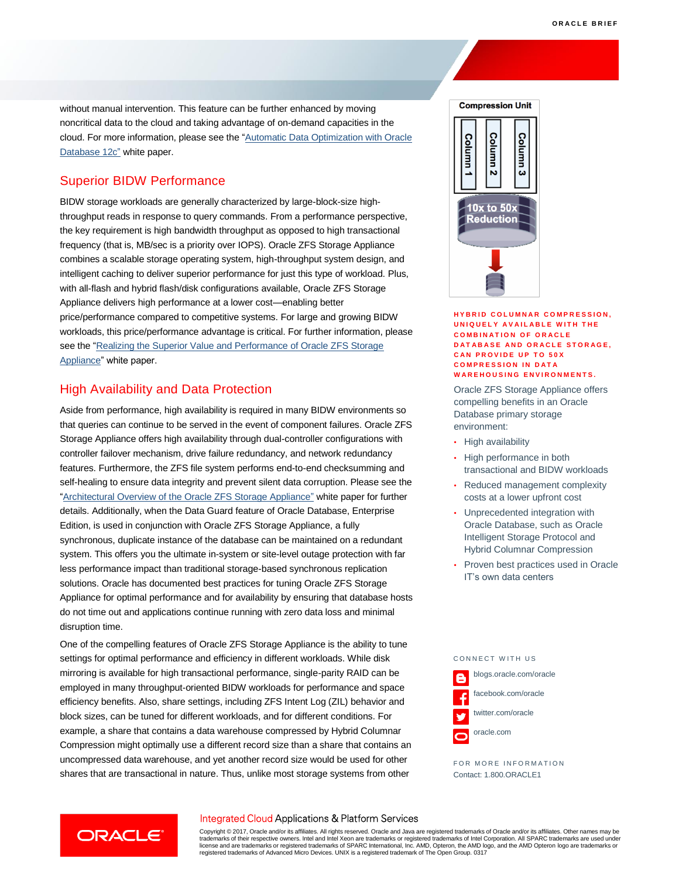without manual intervention. This feature can be further enhanced by moving noncritical data to the cloud and taking advantage of on-demand capacities in the cloud. For more information, please see the "Automatic Data Optimization with Oracle Database 12c" white paper.

## Superior BIDW Performance

BIDW storage workloads are generally characterized by large-block-size high-throughput reads in response to query commands. From a performance perspective, the key requirement is high bandwidth throughput as opposed to high transactional frequency (that is, MB/sec is a priority over IOPS). Oracle ZFS Storage Appliance combines a scalable storage operating system, high-throughput system design, and intelligent caching to deliver superior performance for just this type of workload. Plus, with all-flash and hybrid flash/disk configurations available, Oracle ZFS Storage Appliance delivers high performance at a lower cost—enabling better price/performance compared to competitive systems. For large and growing BIDW workloads, this price/performance advantage is critical. For further information, please see the "Realizing the Superior Value and Performance of Oracle ZFS Storage Appliance" white paper.

## High Availability and Data Protection

Aside from performance, high availability is required in many BIDW environments so that queries can continue to be served in the event of component failures. Oracle ZFS Storage Appliance offers high availability through dual-controller configurations with controller failover mechanism, drive failure redundancy, and network redundancy features. Furthermore, the ZFS file system performs end-to-end checksumming and self-healing to ensure data integrity and prevent silent data corruption. Please see the "Architectural Overview of the Oracle ZFS Storage Appliance" white paper for further details. Additionally, when the Data Guard feature of Oracle Database, Enterprise Edition, is used in conjunction with Oracle ZFS Storage Appliance, a fully synchronous, duplicate instance of the database can be maintained on a redundant system. This offers you the ultimate in-system or site-level outage protection with far less performance impact than traditional storage-based synchronous replication solutions. Oracle has documented best practices for tuning Oracle ZFS Storage Appliance for optimal performance and for availability by ensuring that database hosts do not time out and applications continue running with zero data loss and minimal disruption time.

One of the compelling features of Oracle ZFS Storage Appliance is the ability to tune settings for optimal performance and efficiency in different workloads. While disk mirroring is available for high transactional performance, single-parity RAID can be employed in many throughput-oriented BIDW workloads for performance and space efficiency benefits. Also, share settings, including ZFS Intent Log (ZIL) behavior and block sizes, can be tuned for different workloads, and for different conditions. For example, a share that contains a data warehouse compressed by Hybrid Columnar Compression might optimally use a different record size than a share that contains an uncompressed data warehouse, and yet another record size would be used for other shares that are transactional in nature. Thus, unlike most storage systems from other

Compression Unit

Column 1 | Column 2 | Column 3

10x to 50x Reduction

HYBRID COLUMNAR COMPRESSION, UNIQUELY AVAILABLE WITH THE COMBINATION OF ORACLE DATABASE AND ORACLE STORAGE, CAN PROVIDE UP TO 50X COMPRESSION IN DATA WAREHOUSING ENVIRONMENTS.

Oracle ZFS Storage Appliance offers compelling benefits in an Oracle Database primary storage environment:

- High availability
- High performance in both transactional and BIDW workloads
- Reduced management complexity costs at a lower upfront cost
- Unprecedented integration with Oracle Database, such as Oracle Intelligent Storage Protocol and Hybrid Columnar Compression
- Proven best practices used in Oracle IT's own data centers

CONNECT WITH US

blogs.oracle.com/oracle

facebook.com/oracle

twitter.com/oracle

oracle.com

FOR MORE INFORMATION

Contact: 1.800.ORACLE1

Integrated Cloud Applications & Platform Services

Copyright © 2017, Oracle and/or its affiliates. All rights reserved. Oracle and Java are registered trademarks of Oracle and/or its affiliates. Other names may be trademarks of their respective owners. Intel and Intel Xeon are trademarks or registered trademarks of Intel Corporation. All SPARC trademarks are used under license and are trademarks or registered trademarks of SPARC International, Inc. AMD, Opteron, the AMD logo, and the AMD Opteron logo are trademarks or registered trademarks of Advanced Micro Devices. UNIX is a registered trademark of The Open Group. 0317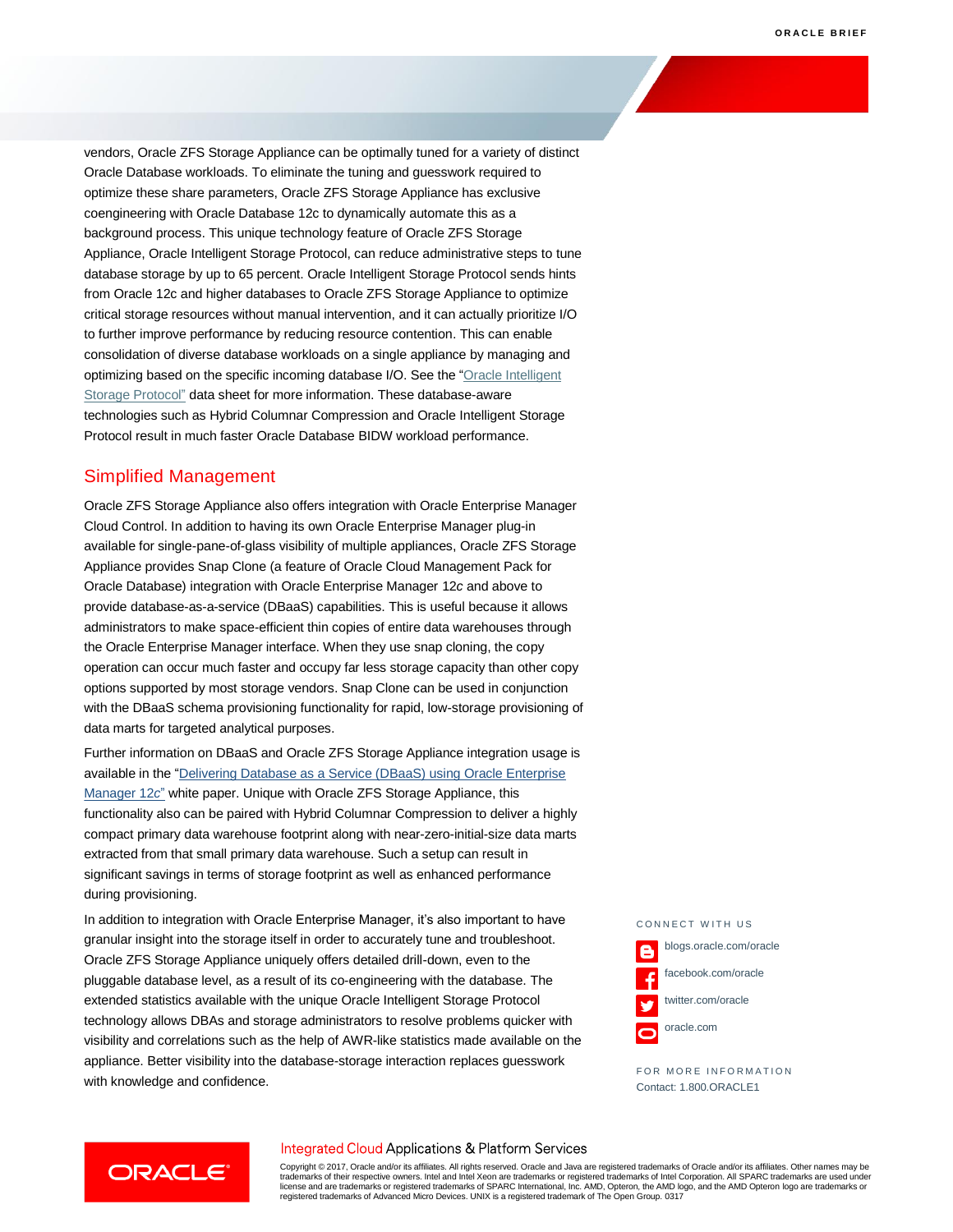vendors, Oracle ZFS Storage Appliance can be optimally tuned for a variety of distinct Oracle Database workloads. To eliminate the tuning and guesswork required to optimize these share parameters, Oracle ZFS Storage Appliance has exclusive coengineering with Oracle Database 12c to dynamically automate this as a background process. This unique technology feature of Oracle ZFS Storage Appliance, Oracle Intelligent Storage Protocol, can reduce administrative steps to tune database storage by up to 65 percent. Oracle Intelligent Storage Protocol sends hints from Oracle 12c and higher databases to Oracle ZFS Storage Appliance to optimize critical storage resources without manual intervention, and it can actually prioritize I/O to further improve performance by reducing resource contention. This can enable consolidation of diverse database workloads on a single appliance by managing and optimizing based on the specific incoming database I/O. See the "Oracle Intelligent Storage Protocol" data sheet for more information. These database-aware technologies such as Hybrid Columnar Compression and Oracle Intelligent Storage Protocol result in much faster Oracle Database BIDW workload performance.

## Simplified Management

Oracle ZFS Storage Appliance also offers integration with Oracle Enterprise Manager Cloud Control. In addition to having its own Oracle Enterprise Manager plug-in available for single-pane-of-glass visibility of multiple appliances, Oracle ZFS Storage Appliance provides Snap Clone (a feature of Oracle Cloud Management Pack for Oracle Database) integration with Oracle Enterprise Manager 12*c* and above to provide database-as-a-service (DBaaS) capabilities. This is useful because it allows administrators to make space-efficient thin copies of entire data warehouses through the Oracle Enterprise Manager interface. When they use snap cloning, the copy operation can occur much faster and occupy far less storage capacity than other copy options supported by most storage vendors. Snap Clone can be used in conjunction with the DBaaS schema provisioning functionality for rapid, low-storage provisioning of data marts for targeted analytical purposes.

Further information on DBaaS and Oracle ZFS Storage Appliance integration usage is available in the "Delivering Database as a Service (DBaaS) using Oracle Enterprise Manager 12*c*" white paper. Unique with Oracle ZFS Storage Appliance, this functionality also can be paired with Hybrid Columnar Compression to deliver a highly compact primary data warehouse footprint along with near-zero-initial-size data marts extracted from that small primary data warehouse. Such a setup can result in significant savings in terms of storage footprint as well as enhanced performance during provisioning.

In addition to integration with Oracle Enterprise Manager, it's also important to have granular insight into the storage itself in order to accurately tune and troubleshoot. Oracle ZFS Storage Appliance uniquely offers detailed drill-down, even to the pluggable database level, as a result of its co-engineering with the database. The extended statistics available with the unique Oracle Intelligent Storage Protocol technology allows DBAs and storage administrators to resolve problems quicker with visibility and correlations such as the help of AWR-like statistics made available on the appliance. Better visibility into the database-storage interaction replaces guesswork with knowledge and confidence.

CONNECT WITH US

blogs.oracle.com/oracle

facebook.com/oracle

twitter.com/oracle

oracle.com

FOR MORE INFORMATION

Contact: 1.800.ORACLE1

Integrated Cloud Applications & Platform Services

Copyright © 2017, Oracle and/or its affiliates. All rights reserved. Oracle and Java are registered trademarks of Oracle and/or its affiliates. Other names may be trademarks of their respective owners. Intel and Intel Xeon are trademarks or registered trademarks of Intel Corporation. All SPARC trademarks are used under license and are trademarks or registered trademarks of SPARC International, Inc. AMD, Opteron, the AMD logo, and the AMD Opteron logo are trademarks or registered trademarks of Advanced Micro Devices. UNIX is a registered trademark of The Open Group. 0317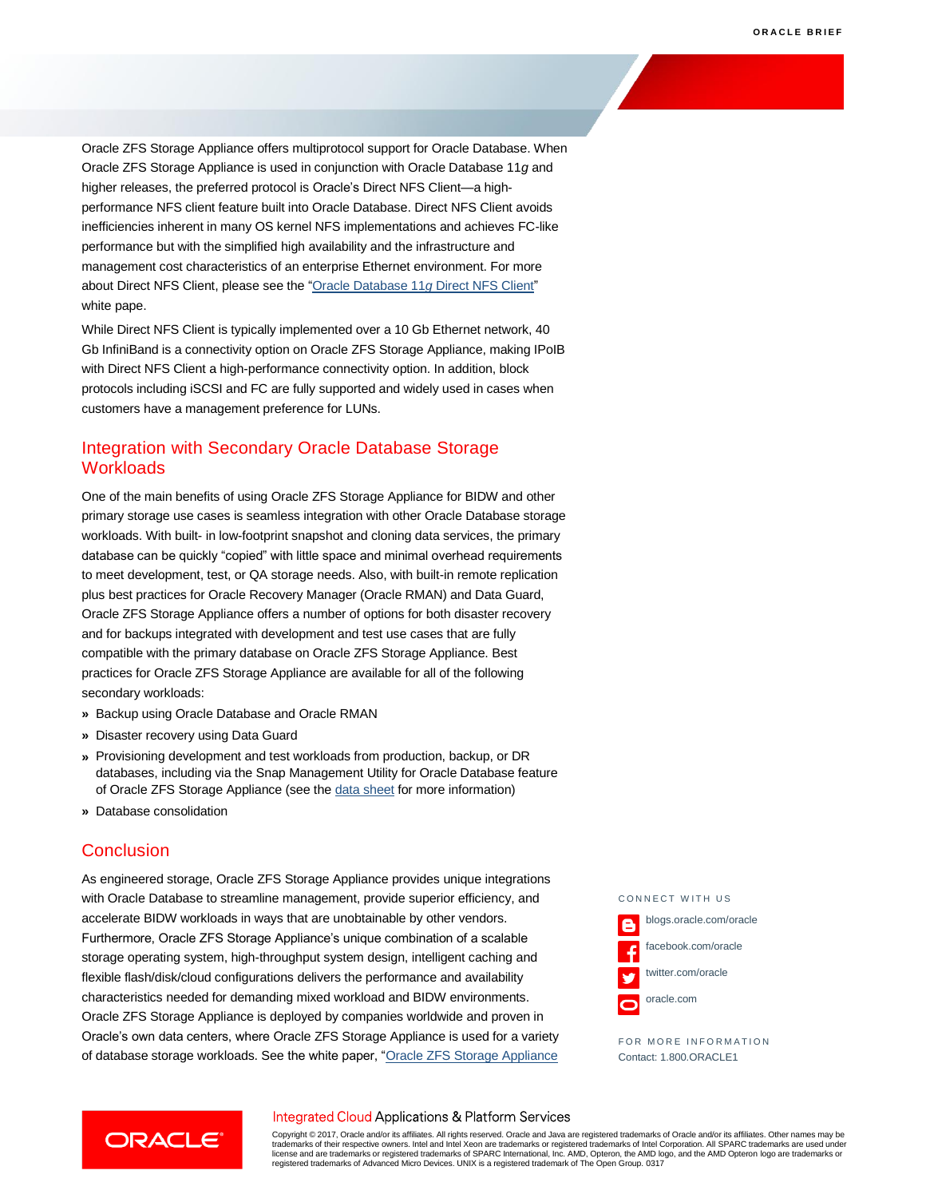Oracle ZFS Storage Appliance offers multiprotocol support for Oracle Database. When Oracle ZFS Storage Appliance is used in conjunction with Oracle Database 11*g* and higher releases, the preferred protocol is Oracle's Direct NFS Client—a high-performance NFS client feature built into Oracle Database. Direct NFS Client avoids inefficiencies inherent in many OS kernel NFS implementations and achieves FC-like performance but with the simplified high availability and the infrastructure and management cost characteristics of an enterprise Ethernet environment. For more about Direct NFS Client, please see the "Oracle Database 11*g* Direct NFS Client" white pape.

While Direct NFS Client is typically implemented over a 10 Gb Ethernet network, 40 Gb InfiniBand is a connectivity option on Oracle ZFS Storage Appliance, making IPoIB with Direct NFS Client a high-performance connectivity option. In addition, block protocols including iSCSI and FC are fully supported and widely used in cases when customers have a management preference for LUNs.

## Integration with Secondary Oracle Database Storage Workloads

One of the main benefits of using Oracle ZFS Storage Appliance for BIDW and other primary storage use cases is seamless integration with other Oracle Database storage workloads. With built- in low-footprint snapshot and cloning data services, the primary database can be quickly "copied" with little space and minimal overhead requirements to meet development, test, or QA storage needs. Also, with built-in remote replication plus best practices for Oracle Recovery Manager (Oracle RMAN) and Data Guard, Oracle ZFS Storage Appliance offers a number of options for both disaster recovery and for backups integrated with development and test use cases that are fully compatible with the primary database on Oracle ZFS Storage Appliance. Best practices for Oracle ZFS Storage Appliance are available for all of the following secondary workloads:

- Backup using Oracle Database and Oracle RMAN
- Disaster recovery using Data Guard
- Provisioning development and test workloads from production, backup, or DR databases, including via the Snap Management Utility for Oracle Database feature of Oracle ZFS Storage Appliance (see the data sheet for more information)
- Database consolidation

## Conclusion

As engineered storage, Oracle ZFS Storage Appliance provides unique integrations with Oracle Database to streamline management, provide superior efficiency, and accelerate BIDW workloads in ways that are unobtainable by other vendors. Furthermore, Oracle ZFS Storage Appliance's unique combination of a scalable storage operating system, high-throughput system design, intelligent caching and flexible flash/disk/cloud configurations delivers the performance and availability characteristics needed for demanding mixed workload and BIDW environments. Oracle ZFS Storage Appliance is deployed by companies worldwide and proven in Oracle's own data centers, where Oracle ZFS Storage Appliance is used for a variety of database storage workloads. See the white paper, "Oracle ZFS Storage Appliance

CONNECT WITH US

- blogs.oracle.com/oracle
- facebook.com/oracle
- twitter.com/oracle
- oracle.com

FOR MORE INFORMATION

Contact: 1.800.ORACLE1

Integrated Cloud Applications & Platform Services

Copyright © 2017, Oracle and/or its affiliates. All rights reserved. Oracle and Java are registered trademarks of Oracle and/or its affiliates. Other names may be trademarks of their respective owners. Intel and Intel Xeon are trademarks or registered trademarks of Intel Corporation. All SPARC trademarks are used under license and are trademarks or registered trademarks of SPARC International, Inc. AMD, Opteron, the AMD logo, and the AMD Opteron logo are trademarks or registered trademarks of Advanced Micro Devices. UNIX is a registered trademark of The Open Group. 0317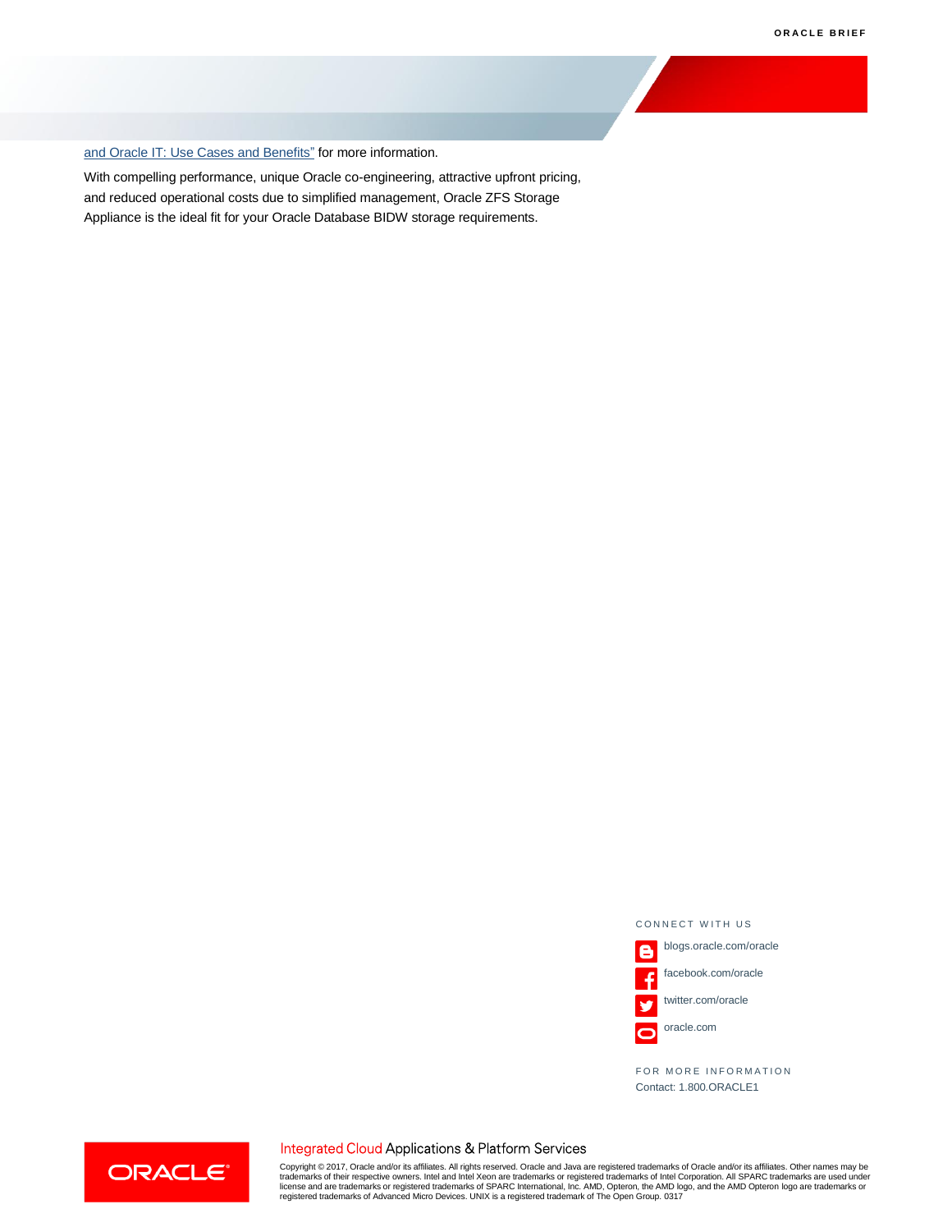and Oracle IT: Use Cases and Benefits" for more information.

With compelling performance, unique Oracle co-engineering, attractive upfront pricing, and reduced operational costs due to simplified management, Oracle ZFS Storage Appliance is the ideal fit for your Oracle Database BIDW storage requirements.

CONNECT WITH US

blogs.oracle.com/oracle

facebook.com/oracle

twitter.com/oracle

oracle.com

FOR MORE INFORMATION

Contact: 1.800.ORACLE1

Integrated Cloud Applications & Platform Services

Copyright © 2017, Oracle and/or its affiliates. All rights reserved. Oracle and Java are registered trademarks of Oracle and/or its affiliates. Other names may be trademarks of their respective owners. Intel and Intel Xeon are trademarks or registered trademarks of Intel Corporation. All SPARC trademarks are used under license and are trademarks or registered trademarks of SPARC International, Inc. AMD, Opteron, the AMD logo, and the AMD Opteron logo are trademarks or registered trademarks of Advanced Micro Devices. UNIX is a registered trademark of The Open Group. 0317